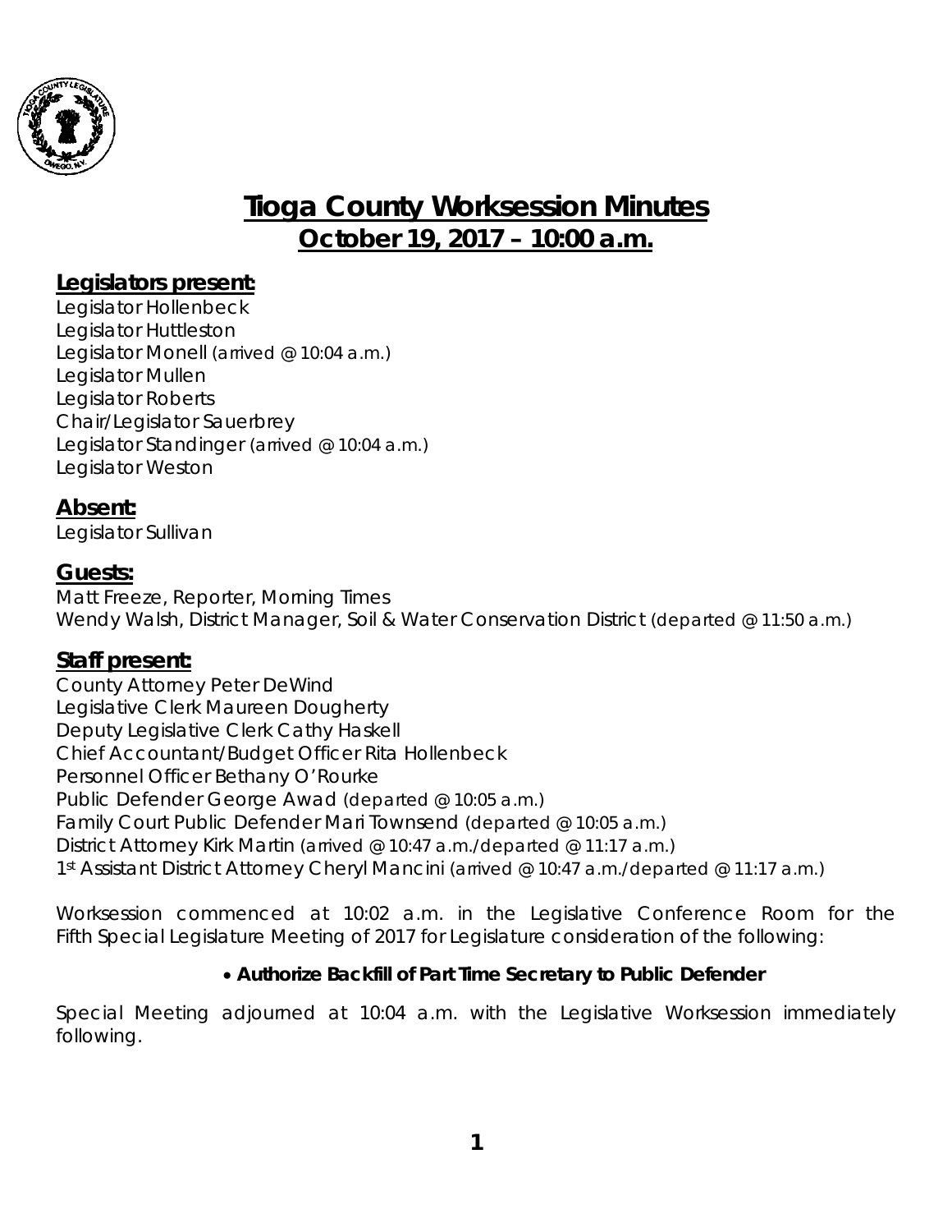# Tioga County Worksession Minutes

## October 19, 2017 – 10:00 a.m.

### Legislators present:

Legislator Hollenbeck
Legislator Huttleston
Legislator Monell *(arrived @ 10:04 a.m.)*
Legislator Mullen
Legislator Roberts
Chair/Legislator Sauerbrey
Legislator Standinger *(arrived @ 10:04 a.m.)*
Legislator Weston

### Absent:

Legislator Sullivan

### Guests:

Matt Freeze, Reporter, Morning Times
Wendy Walsh, District Manager, Soil & Water Conservation District *(departed @ 11:50 a.m.)*

### Staff present:

County Attorney Peter DeWind
Legislative Clerk Maureen Dougherty
Deputy Legislative Clerk Cathy Haskell
Chief Accountant/Budget Officer Rita Hollenbeck
Personnel Officer Bethany O'Rourke
Public Defender George Awad *(departed @ 10:05 a.m.)*
Family Court Public Defender Mari Townsend *(departed @ 10:05 a.m.)*
District Attorney Kirk Martin *(arrived @ 10:47 a.m./departed @ 11:17 a.m.)*
1st Assistant District Attorney Cheryl Mancini *(arrived @ 10:47 a.m./departed @ 11:17 a.m.)*

Worksession commenced at 10:02 a.m. in the Legislative Conference Room for the Fifth Special Legislature Meeting of 2017 for Legislature consideration of the following:

- **Authorize Backfill of Part Time Secretary to Public Defender**

Special Meeting adjourned at 10:04 a.m. with the Legislative Worksession immediately following.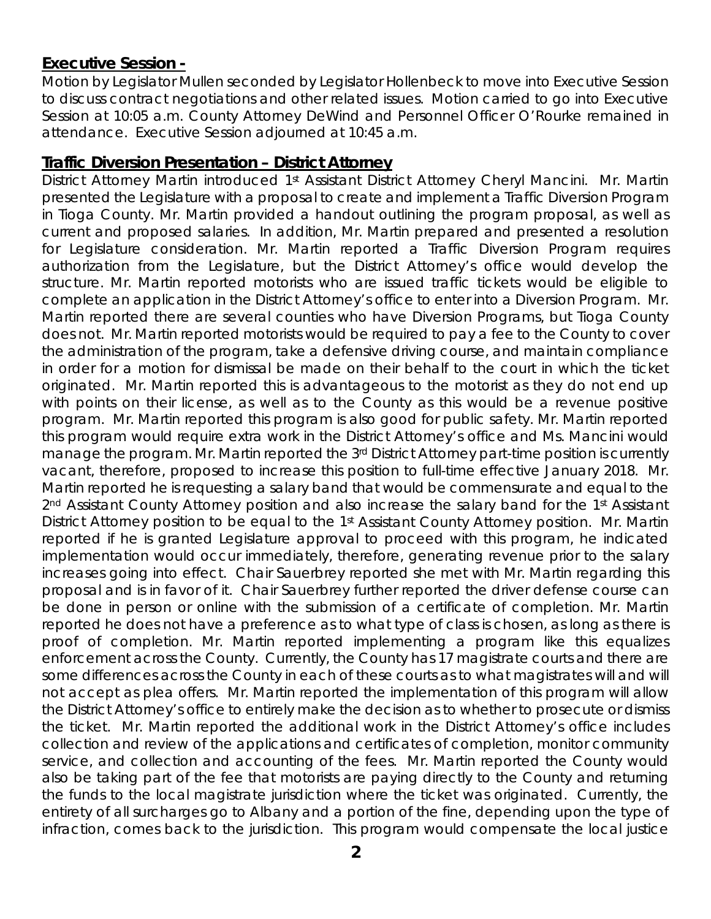**Executive Session -**

Motion by Legislator Mullen seconded by Legislator Hollenbeck to move into Executive Session to discuss contract negotiations and other related issues. Motion carried to go into Executive Session at 10:05 a.m. County Attorney DeWind and Personnel Officer O'Rourke remained in attendance. Executive Session adjourned at 10:45 a.m.

**Traffic Diversion Presentation – District Attorney**

District Attorney Martin introduced 1st Assistant District Attorney Cheryl Mancini. Mr. Martin presented the Legislature with a proposal to create and implement a Traffic Diversion Program in Tioga County. Mr. Martin provided a handout outlining the program proposal, as well as current and proposed salaries. In addition, Mr. Martin prepared and presented a resolution for Legislature consideration. Mr. Martin reported a Traffic Diversion Program requires authorization from the Legislature, but the District Attorney's office would develop the structure. Mr. Martin reported motorists who are issued traffic tickets would be eligible to complete an application in the District Attorney's office to enter into a Diversion Program. Mr. Martin reported there are several counties who have Diversion Programs, but Tioga County does not. Mr. Martin reported motorists would be required to pay a fee to the County to cover the administration of the program, take a defensive driving course, and maintain compliance in order for a motion for dismissal be made on their behalf to the court in which the ticket originated. Mr. Martin reported this is advantageous to the motorist as they do not end up with points on their license, as well as to the County as this would be a revenue positive program. Mr. Martin reported this program is also good for public safety. Mr. Martin reported this program would require extra work in the District Attorney's office and Ms. Mancini would manage the program. Mr. Martin reported the 3rd District Attorney part-time position is currently vacant, therefore, proposed to increase this position to full-time effective January 2018. Mr. Martin reported he is requesting a salary band that would be commensurate and equal to the 2nd Assistant County Attorney position and also increase the salary band for the 1st Assistant District Attorney position to be equal to the 1st Assistant County Attorney position. Mr. Martin reported if he is granted Legislature approval to proceed with this program, he indicated implementation would occur immediately, therefore, generating revenue prior to the salary increases going into effect. Chair Sauerbrey reported she met with Mr. Martin regarding this proposal and is in favor of it. Chair Sauerbrey further reported the driver defense course can be done in person or online with the submission of a certificate of completion. Mr. Martin reported he does not have a preference as to what type of class is chosen, as long as there is proof of completion. Mr. Martin reported implementing a program like this equalizes enforcement across the County. Currently, the County has 17 magistrate courts and there are some differences across the County in each of these courts as to what magistrates will and will not accept as plea offers. Mr. Martin reported the implementation of this program will allow the District Attorney's office to entirely make the decision as to whether to prosecute or dismiss the ticket. Mr. Martin reported the additional work in the District Attorney's office includes collection and review of the applications and certificates of completion, monitor community service, and collection and accounting of the fees. Mr. Martin reported the County would also be taking part of the fee that motorists are paying directly to the County and returning the funds to the local magistrate jurisdiction where the ticket was originated. Currently, the entirety of all surcharges go to Albany and a portion of the fine, depending upon the type of infraction, comes back to the jurisdiction. This program would compensate the local justice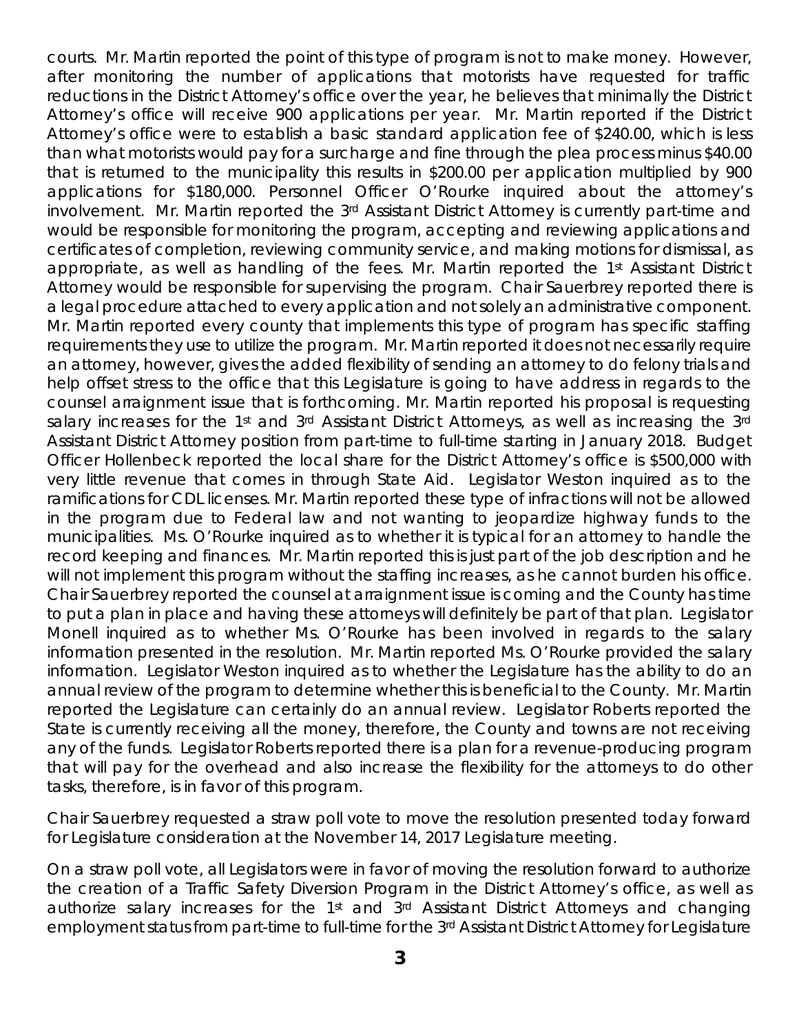courts. Mr. Martin reported the point of this type of program is not to make money. However, after monitoring the number of applications that motorists have requested for traffic reductions in the District Attorney's office over the year, he believes that minimally the District Attorney's office will receive 900 applications per year. Mr. Martin reported if the District Attorney's office were to establish a basic standard application fee of $240.00, which is less than what motorists would pay for a surcharge and fine through the plea process minus $40.00 that is returned to the municipality this results in $200.00 per application multiplied by 900 applications for $180,000. Personnel Officer O'Rourke inquired about the attorney's involvement. Mr. Martin reported the 3rd Assistant District Attorney is currently part-time and would be responsible for monitoring the program, accepting and reviewing applications and certificates of completion, reviewing community service, and making motions for dismissal, as appropriate, as well as handling of the fees. Mr. Martin reported the 1st Assistant District Attorney would be responsible for supervising the program. Chair Sauerbrey reported there is a legal procedure attached to every application and not solely an administrative component. Mr. Martin reported every county that implements this type of program has specific staffing requirements they use to utilize the program. Mr. Martin reported it does not necessarily require an attorney, however, gives the added flexibility of sending an attorney to do felony trials and help offset stress to the office that this Legislature is going to have address in regards to the counsel arraignment issue that is forthcoming. Mr. Martin reported his proposal is requesting salary increases for the 1st and 3rd Assistant District Attorneys, as well as increasing the 3rd Assistant District Attorney position from part-time to full-time starting in January 2018. Budget Officer Hollenbeck reported the local share for the District Attorney's office is $500,000 with very little revenue that comes in through State Aid. Legislator Weston inquired as to the ramifications for CDL licenses. Mr. Martin reported these type of infractions will not be allowed in the program due to Federal law and not wanting to jeopardize highway funds to the municipalities. Ms. O'Rourke inquired as to whether it is typical for an attorney to handle the record keeping and finances. Mr. Martin reported this is just part of the job description and he will not implement this program without the staffing increases, as he cannot burden his office. Chair Sauerbrey reported the counsel at arraignment issue is coming and the County has time to put a plan in place and having these attorneys will definitely be part of that plan. Legislator Monell inquired as to whether Ms. O'Rourke has been involved in regards to the salary information presented in the resolution. Mr. Martin reported Ms. O'Rourke provided the salary information. Legislator Weston inquired as to whether the Legislature has the ability to do an annual review of the program to determine whether this is beneficial to the County. Mr. Martin reported the Legislature can certainly do an annual review. Legislator Roberts reported the State is currently receiving all the money, therefore, the County and towns are not receiving any of the funds. Legislator Roberts reported there is a plan for a revenue-producing program that will pay for the overhead and also increase the flexibility for the attorneys to do other tasks, therefore, is in favor of this program.

Chair Sauerbrey requested a straw poll vote to move the resolution presented today forward for Legislature consideration at the November 14, 2017 Legislature meeting.

On a straw poll vote, all Legislators were in favor of moving the resolution forward to authorize the creation of a Traffic Safety Diversion Program in the District Attorney's office, as well as authorize salary increases for the 1st and 3rd Assistant District Attorneys and changing employment status from part-time to full-time for the 3rd Assistant District Attorney for Legislature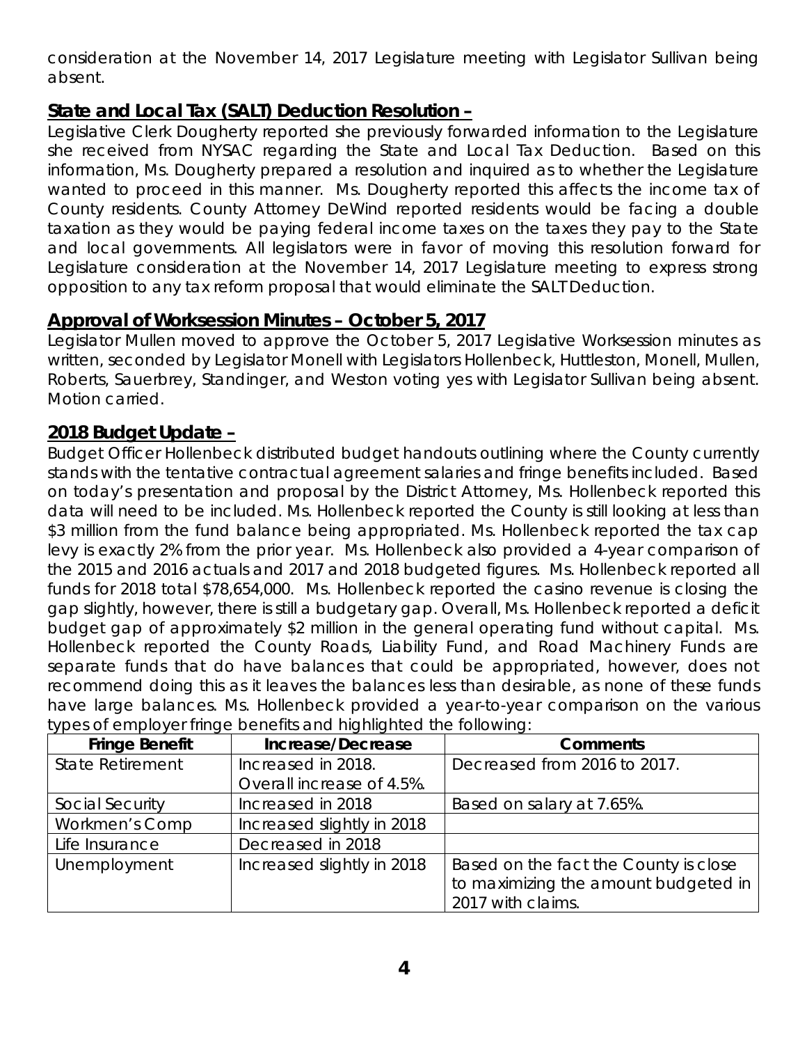consideration at the November 14, 2017 Legislature meeting with Legislator Sullivan being absent.

## State and Local Tax (SALT) Deduction Resolution –

Legislative Clerk Dougherty reported she previously forwarded information to the Legislature she received from NYSAC regarding the State and Local Tax Deduction. Based on this information, Ms. Dougherty prepared a resolution and inquired as to whether the Legislature wanted to proceed in this manner. Ms. Dougherty reported this affects the income tax of County residents. County Attorney DeWind reported residents would be facing a double taxation as they would be paying federal income taxes on the taxes they pay to the State and local governments. All legislators were in favor of moving this resolution forward for Legislature consideration at the November 14, 2017 Legislature meeting to express strong opposition to any tax reform proposal that would eliminate the SALT Deduction.

## Approval of Worksession Minutes – October 5, 2017

Legislator Mullen moved to approve the October 5, 2017 Legislative Worksession minutes as written, seconded by Legislator Monell with Legislators Hollenbeck, Huttleston, Monell, Mullen, Roberts, Sauerbrey, Standinger, and Weston voting yes with Legislator Sullivan being absent. Motion carried.

## 2018 Budget Update –

Budget Officer Hollenbeck distributed budget handouts outlining where the County currently stands with the tentative contractual agreement salaries and fringe benefits included. Based on today's presentation and proposal by the District Attorney, Ms. Hollenbeck reported this data will need to be included. Ms. Hollenbeck reported the County is still looking at less than \$3 million from the fund balance being appropriated. Ms. Hollenbeck reported the tax cap levy is exactly 2% from the prior year. Ms. Hollenbeck also provided a 4-year comparison of the 2015 and 2016 actuals and 2017 and 2018 budgeted figures. Ms. Hollenbeck reported all funds for 2018 total \$78,654,000. Ms. Hollenbeck reported the casino revenue is closing the gap slightly, however, there is still a budgetary gap. Overall, Ms. Hollenbeck reported a deficit budget gap of approximately \$2 million in the general operating fund without capital. Ms. Hollenbeck reported the County Roads, Liability Fund, and Road Machinery Funds are separate funds that do have balances that could be appropriated, however, does not recommend doing this as it leaves the balances less than desirable, as none of these funds have large balances. Ms. Hollenbeck provided a year-to-year comparison on the various types of employer fringe benefits and highlighted the following:

| Fringe Benefit | Increase/Decrease | Comments |
|---|---|---|
| State Retirement | Increased in 2018. Overall increase of 4.5%. | Decreased from 2016 to 2017. |
| Social Security | Increased in 2018 | Based on salary at 7.65%. |
| Workmen's Comp | Increased slightly in 2018 | |
| Life Insurance | Decreased in 2018 | |
| Unemployment | Increased slightly in 2018 | Based on the fact the County is close to maximizing the amount budgeted in 2017 with claims. |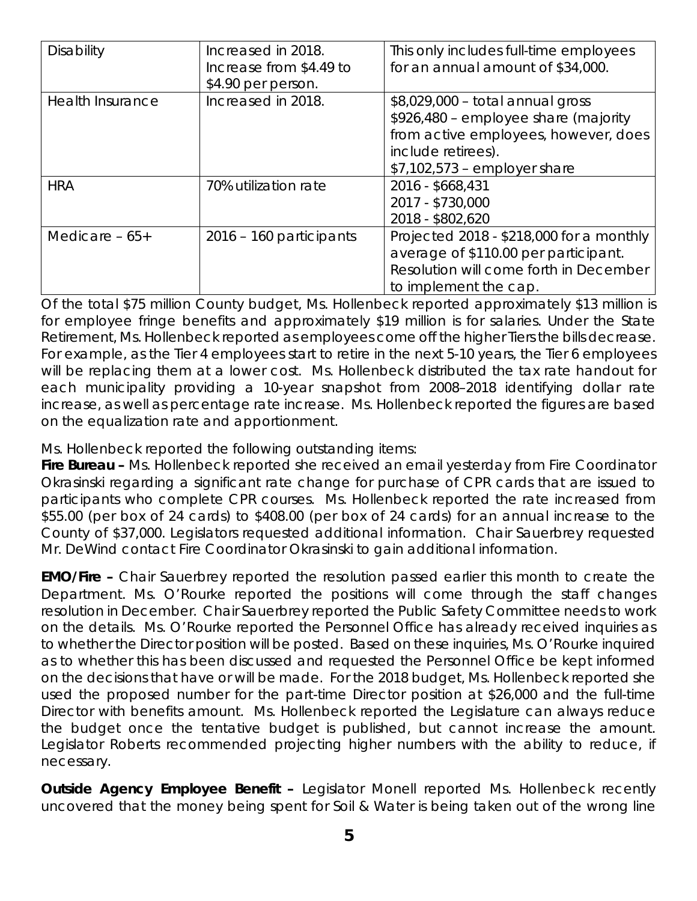| Disability | Increased in 2018. Increase from $4.49 to $4.90 per person. | This only includes full-time employees for an annual amount of $34,000. |
|---|---|---|
| Health Insurance | Increased in 2018. | $8,029,000 – total annual gross<br>$926,480 – employee share (majority from active employees, however, does include retirees).<br>$7,102,573 – employer share |
| HRA | 70% utilization rate | 2016 - $668,431<br>2017 - $730,000<br>2018 - $802,620 |
| Medicare – 65+ | 2016 – 160 participants | Projected 2018 - $218,000 for a monthly average of $110.00 per participant. Resolution will come forth in December to implement the cap. |

Of the total $75 million County budget, Ms. Hollenbeck reported approximately $13 million is for employee fringe benefits and approximately $19 million is for salaries. Under the State Retirement, Ms. Hollenbeck reported as employees come off the higher Tiers the bills decrease. For example, as the Tier 4 employees start to retire in the next 5-10 years, the Tier 6 employees will be replacing them at a lower cost. Ms. Hollenbeck distributed the tax rate handout for each municipality providing a 10-year snapshot from 2008–2018 identifying dollar rate increase, as well as percentage rate increase. Ms. Hollenbeck reported the figures are based on the equalization rate and apportionment.

Ms. Hollenbeck reported the following outstanding items:

**Fire Bureau –** Ms. Hollenbeck reported she received an email yesterday from Fire Coordinator Okrasinski regarding a significant rate change for purchase of CPR cards that are issued to participants who complete CPR courses. Ms. Hollenbeck reported the rate increased from $55.00 (per box of 24 cards) to $408.00 (per box of 24 cards) for an annual increase to the County of $37,000. Legislators requested additional information. Chair Sauerbrey requested Mr. DeWind contact Fire Coordinator Okrasinski to gain additional information.

**EMO/Fire –** Chair Sauerbrey reported the resolution passed earlier this month to create the Department. Ms. O'Rourke reported the positions will come through the staff changes resolution in December. Chair Sauerbrey reported the Public Safety Committee needs to work on the details. Ms. O'Rourke reported the Personnel Office has already received inquiries as to whether the Director position will be posted. Based on these inquiries, Ms. O'Rourke inquired as to whether this has been discussed and requested the Personnel Office be kept informed on the decisions that have or will be made. For the 2018 budget, Ms. Hollenbeck reported she used the proposed number for the part-time Director position at $26,000 and the full-time Director with benefits amount. Ms. Hollenbeck reported the Legislature can always reduce the budget once the tentative budget is published, but cannot increase the amount. Legislator Roberts recommended projecting higher numbers with the ability to reduce, if necessary.

**Outside Agency Employee Benefit –** Legislator Monell reported Ms. Hollenbeck recently uncovered that the money being spent for Soil & Water is being taken out of the wrong line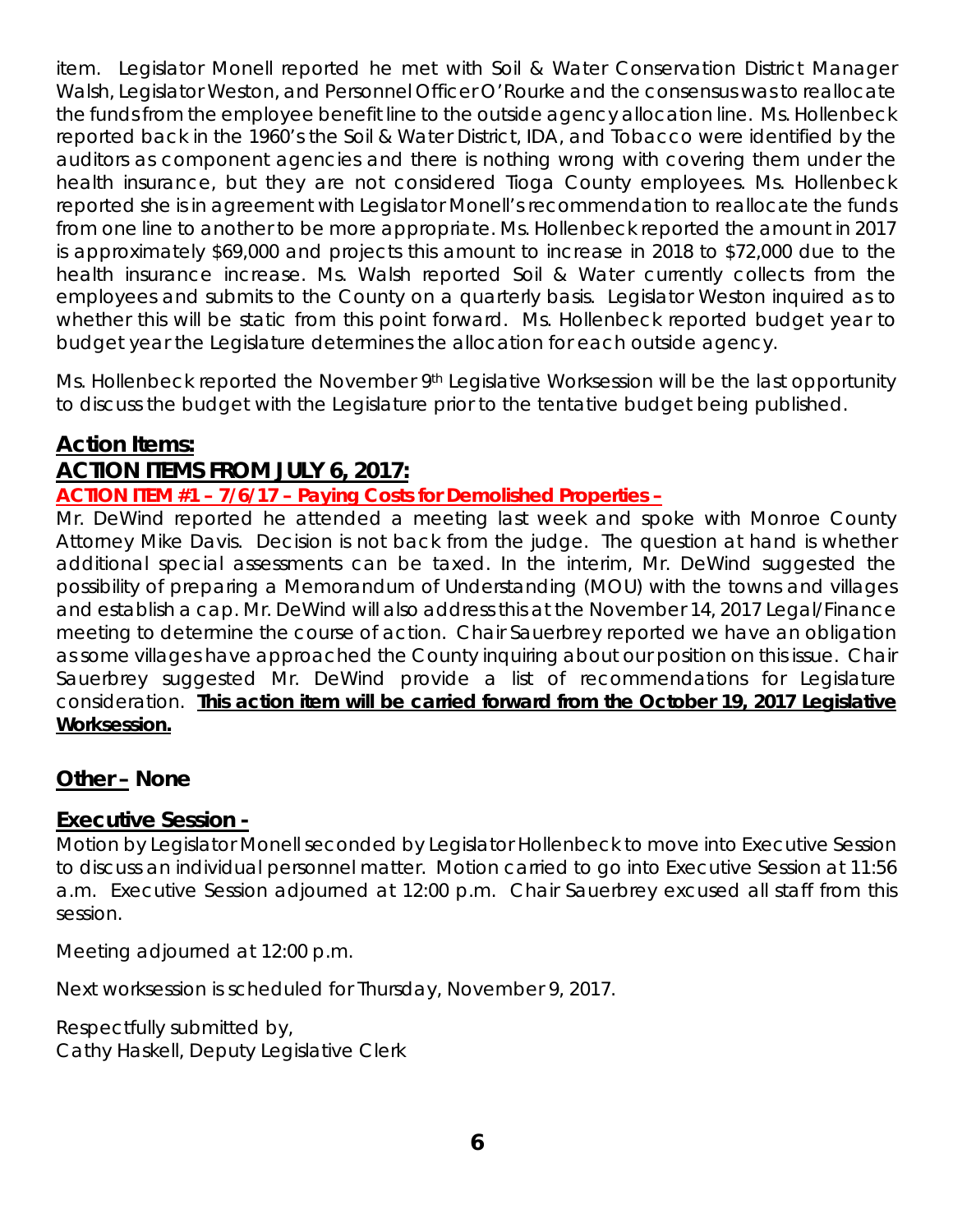item. Legislator Monell reported he met with Soil & Water Conservation District Manager Walsh, Legislator Weston, and Personnel Officer O'Rourke and the consensus was to reallocate the funds from the employee benefit line to the outside agency allocation line. Ms. Hollenbeck reported back in the 1960's the Soil & Water District, IDA, and Tobacco were identified by the auditors as component agencies and there is nothing wrong with covering them under the health insurance, but they are not considered Tioga County employees. Ms. Hollenbeck reported she is in agreement with Legislator Monell's recommendation to reallocate the funds from one line to another to be more appropriate. Ms. Hollenbeck reported the amount in 2017 is approximately $69,000 and projects this amount to increase in 2018 to $72,000 due to the health insurance increase. Ms. Walsh reported Soil & Water currently collects from the employees and submits to the County on a quarterly basis. Legislator Weston inquired as to whether this will be static from this point forward. Ms. Hollenbeck reported budget year to budget year the Legislature determines the allocation for each outside agency.

Ms. Hollenbeck reported the November 9th Legislative Worksession will be the last opportunity to discuss the budget with the Legislature prior to the tentative budget being published.

## **Action Items:**

## **ACTION ITEMS FROM JULY 6, 2017:**

**ACTION ITEM #1 – 7/6/17 – Paying Costs for Demolished Properties –**

Mr. DeWind reported he attended a meeting last week and spoke with Monroe County Attorney Mike Davis. Decision is not back from the judge. The question at hand is whether additional special assessments can be taxed. In the interim, Mr. DeWind suggested the possibility of preparing a Memorandum of Understanding (MOU) with the towns and villages and establish a cap. Mr. DeWind will also address this at the November 14, 2017 Legal/Finance meeting to determine the course of action. Chair Sauerbrey reported we have an obligation as some villages have approached the County inquiring about our position on this issue. Chair Sauerbrey suggested Mr. DeWind provide a list of recommendations for Legislature consideration. **This action item will be carried forward from the October 19, 2017 Legislative Worksession.**

## **Other – None**

## **Executive Session -**

Motion by Legislator Monell seconded by Legislator Hollenbeck to move into Executive Session to discuss an individual personnel matter. Motion carried to go into Executive Session at 11:56 a.m. Executive Session adjourned at 12:00 p.m. Chair Sauerbrey excused all staff from this session.

Meeting adjourned at 12:00 p.m.

Next worksession is scheduled for Thursday, November 9, 2017.

Respectfully submitted by,
Cathy Haskell, Deputy Legislative Clerk